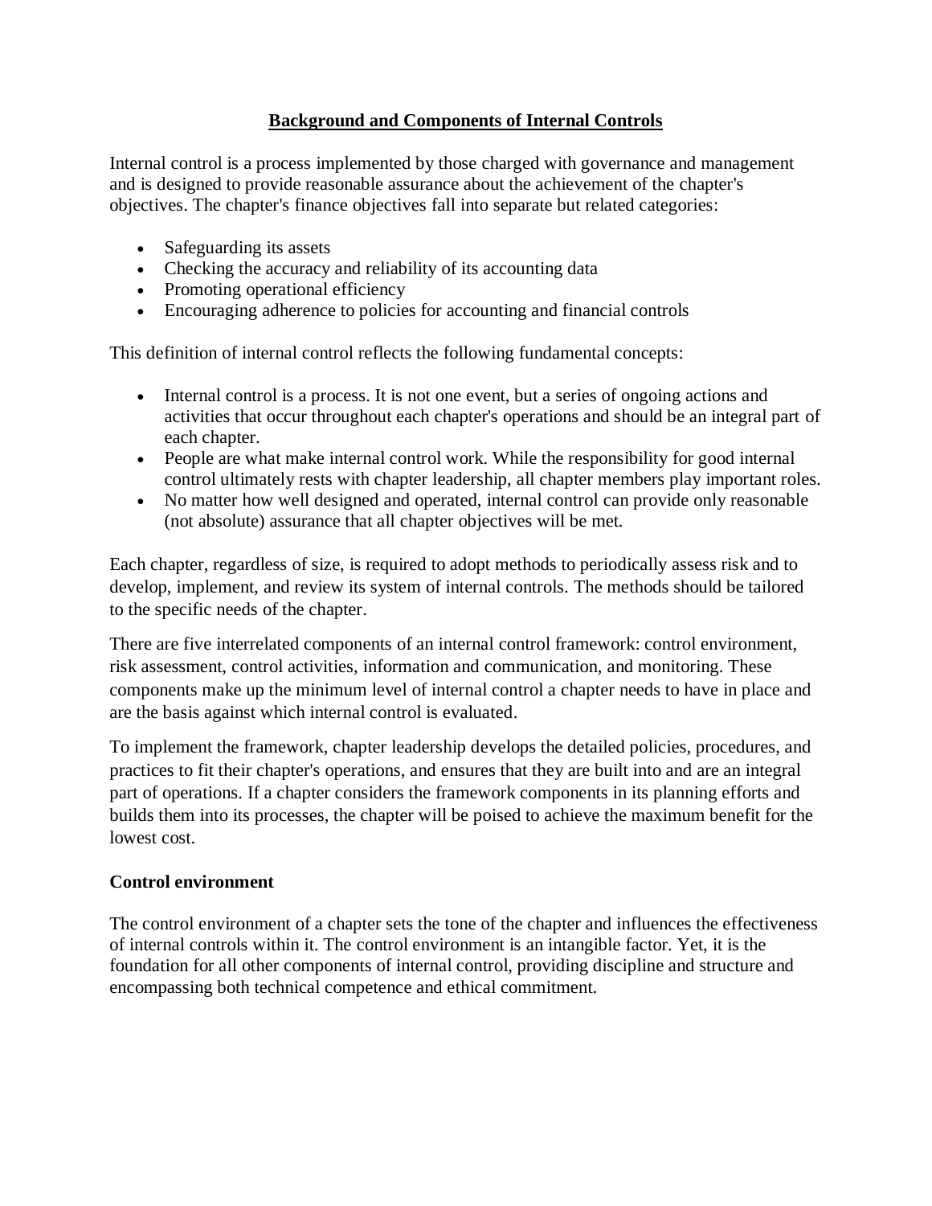# Background and Components of Internal Controls

Internal control is a process implemented by those charged with governance and management and is designed to provide reasonable assurance about the achievement of the chapter's objectives. The chapter's finance objectives fall into separate but related categories:

- Safeguarding its assets
- Checking the accuracy and reliability of its accounting data
- Promoting operational efficiency
- Encouraging adherence to policies for accounting and financial controls

This definition of internal control reflects the following fundamental concepts:

- Internal control is a process. It is not one event, but a series of ongoing actions and activities that occur throughout each chapter's operations and should be an integral part of each chapter.
- People are what make internal control work. While the responsibility for good internal control ultimately rests with chapter leadership, all chapter members play important roles.
- No matter how well designed and operated, internal control can provide only reasonable (not absolute) assurance that all chapter objectives will be met.

Each chapter, regardless of size, is required to adopt methods to periodically assess risk and to develop, implement, and review its system of internal controls. The methods should be tailored to the specific needs of the chapter.

There are five interrelated components of an internal control framework: control environment, risk assessment, control activities, information and communication, and monitoring. These components make up the minimum level of internal control a chapter needs to have in place and are the basis against which internal control is evaluated.

To implement the framework, chapter leadership develops the detailed policies, procedures, and practices to fit their chapter's operations, and ensures that they are built into and are an integral part of operations. If a chapter considers the framework components in its planning efforts and builds them into its processes, the chapter will be poised to achieve the maximum benefit for the lowest cost.

### Control environment

The control environment of a chapter sets the tone of the chapter and influences the effectiveness of internal controls within it. The control environment is an intangible factor. Yet, it is the foundation for all other components of internal control, providing discipline and structure and encompassing both technical competence and ethical commitment.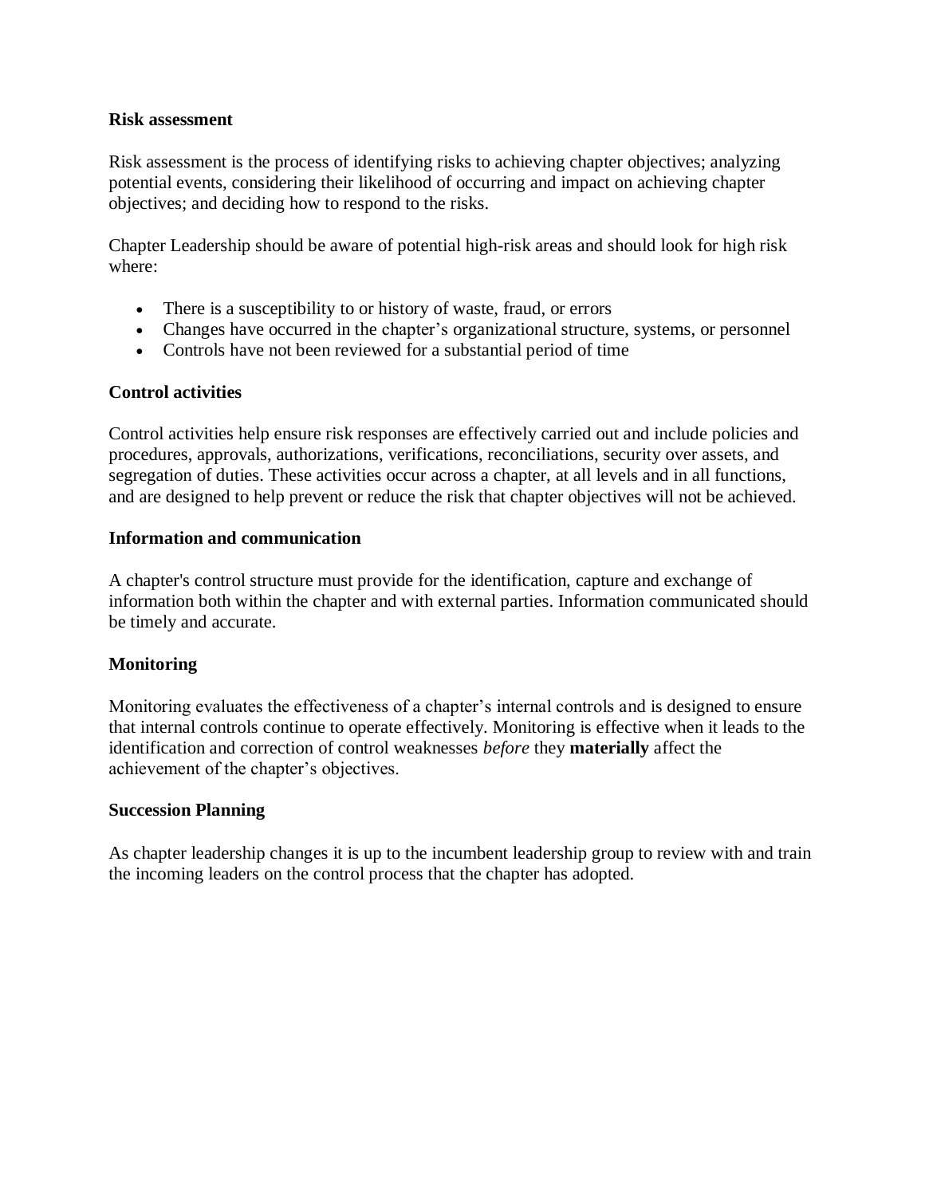**Risk assessment**

Risk assessment is the process of identifying risks to achieving chapter objectives; analyzing potential events, considering their likelihood of occurring and impact on achieving chapter objectives; and deciding how to respond to the risks.

Chapter Leadership should be aware of potential high-risk areas and should look for high risk where:

- There is a susceptibility to or history of waste, fraud, or errors
- Changes have occurred in the chapter's organizational structure, systems, or personnel
- Controls have not been reviewed for a substantial period of time

**Control activities**

Control activities help ensure risk responses are effectively carried out and include policies and procedures, approvals, authorizations, verifications, reconciliations, security over assets, and segregation of duties. These activities occur across a chapter, at all levels and in all functions, and are designed to help prevent or reduce the risk that chapter objectives will not be achieved.

**Information and communication**

A chapter's control structure must provide for the identification, capture and exchange of information both within the chapter and with external parties. Information communicated should be timely and accurate.

**Monitoring**

Monitoring evaluates the effectiveness of a chapter's internal controls and is designed to ensure that internal controls continue to operate effectively. Monitoring is effective when it leads to the identification and correction of control weaknesses *before* they **materially** affect the achievement of the chapter's objectives.

**Succession Planning**

As chapter leadership changes it is up to the incumbent leadership group to review with and train the incoming leaders on the control process that the chapter has adopted.